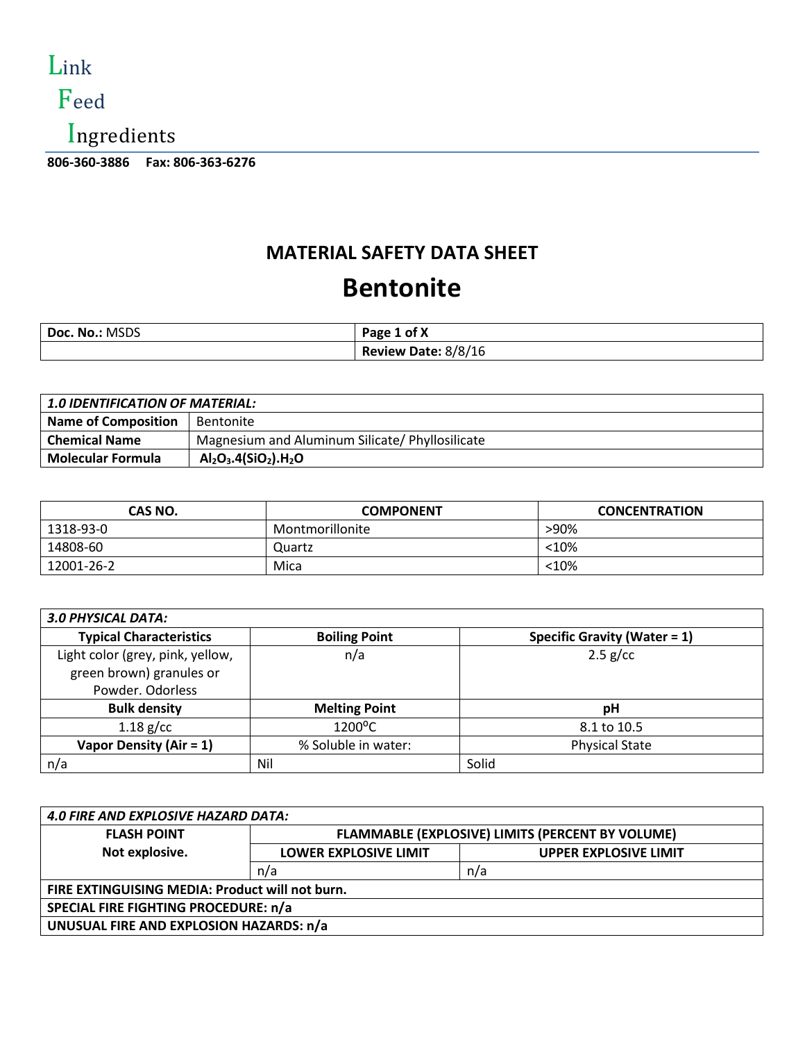Link
Feed
Ingredients

**806-360-3886 Fax: 806-363-6276**

## MATERIAL SAFETY DATA SHEET

# Bentonite

| **Doc. No.:** MSDS | **Page 1 of X** |
|---|---|
| | **Review Date:** 8/8/16 |

| ***1.0 IDENTIFICATION OF MATERIAL:*** | |
|---|---|
| **Name of Composition** | Bentonite |
| **Chemical Name** | Magnesium and Aluminum Silicate/ Phyllosilicate |
| **Molecular Formula** | **$Al_2O_3.4(SiO_2).H_2O$** |

| CAS NO. | COMPONENT | CONCENTRATION |
|---|---|---|
| 1318-93-0 | Montmorillonite | >90% |
| 14808-60 | Quartz | <10% |
| 12001-26-2 | Mica | <10% |

| ***3.0 PHYSICAL DATA:*** | | |
|---|---|---|
| **Typical Characteristics** | **Boiling Point** | **Specific Gravity (Water = 1)** |
| Light color (grey, pink, yellow, green brown) granules or Powder. Odorless | n/a | 2.5 g/cc |
| **Bulk density** | **Melting Point** | **pH** |
| 1.18 g/cc | 1200°C | 8.1 to 10.5 |
| **Vapor Density (Air = 1)** | % Soluble in water: | Physical State |
| n/a | Nil | Solid |

| ***4.0 FIRE AND EXPLOSIVE HAZARD DATA:*** | | |
|---|---|---|
| **FLASH POINT** | **FLAMMABLE (EXPLOSIVE) LIMITS (PERCENT BY VOLUME)** | |
| **Not explosive.** | **LOWER EXPLOSIVE LIMIT** | **UPPER EXPLOSIVE LIMIT** |
| | n/a | n/a |
| **FIRE EXTINGUISING MEDIA: Product will not burn.** | | |
| **SPECIAL FIRE FIGHTING PROCEDURE: n/a** | | |
| **UNUSUAL FIRE AND EXPLOSION HAZARDS: n/a** | | |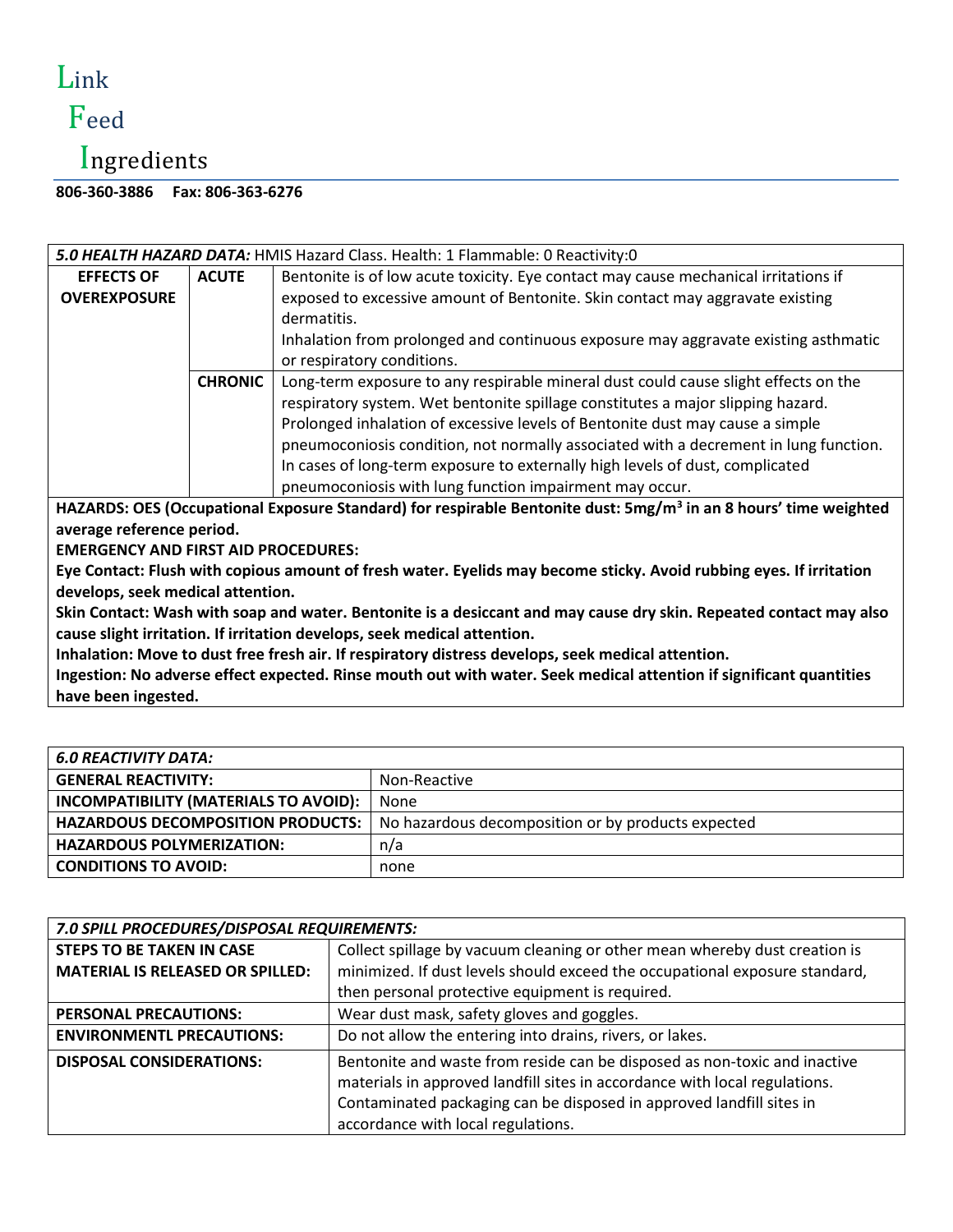Link
Feed
Ingredients

**806-360-3886 Fax: 806-363-6276**

| *5.0 HEALTH HAZARD DATA:* HMIS Hazard Class. Health: 1 Flammable: 0 Reactivity:0 | | |
|---|---|---|
| **EFFECTS OF OVEREXPOSURE** | **ACUTE** | Bentonite is of low acute toxicity. Eye contact may cause mechanical irritations if exposed to excessive amount of Bentonite. Skin contact may aggravate existing dermatitis.<br>Inhalation from prolonged and continuous exposure may aggravate existing asthmatic or respiratory conditions. |
| | **CHRONIC** | Long-term exposure to any respirable mineral dust could cause slight effects on the respiratory system. Wet bentonite spillage constitutes a major slipping hazard. Prolonged inhalation of excessive levels of Bentonite dust may cause a simple pneumoconiosis condition, not normally associated with a decrement in lung function. In cases of long-term exposure to externally high levels of dust, complicated pneumoconiosis with lung function impairment may occur. |

**HAZARDS: OES (Occupational Exposure Standard) for respirable Bentonite dust: 5mg/m$^3$ in an 8 hours' time weighted average reference period.**

**EMERGENCY AND FIRST AID PROCEDURES:**

**Eye Contact: Flush with copious amount of fresh water. Eyelids may become sticky. Avoid rubbing eyes. If irritation develops, seek medical attention.**

**Skin Contact: Wash with soap and water. Bentonite is a desiccant and may cause dry skin. Repeated contact may also cause slight irritation. If irritation develops, seek medical attention.**

**Inhalation: Move to dust free fresh air. If respiratory distress develops, seek medical attention.**

**Ingestion: No adverse effect expected. Rinse mouth out with water. Seek medical attention if significant quantities have been ingested.**

| *6.0 REACTIVITY DATA:* | |
|---|---|
| **GENERAL REACTIVITY:** | Non-Reactive |
| **INCOMPATIBILITY (MATERIALS TO AVOID):** | None |
| **HAZARDOUS DECOMPOSITION PRODUCTS:** | No hazardous decomposition or by products expected |
| **HAZARDOUS POLYMERIZATION:** | n/a |
| **CONDITIONS TO AVOID:** | none |

| *7.0 SPILL PROCEDURES/DISPOSAL REQUIREMENTS:* | |
|---|---|
| **STEPS TO BE TAKEN IN CASE MATERIAL IS RELEASED OR SPILLED:** | Collect spillage by vacuum cleaning or other mean whereby dust creation is minimized. If dust levels should exceed the occupational exposure standard, then personal protective equipment is required. |
| **PERSONAL PRECAUTIONS:** | Wear dust mask, safety gloves and goggles. |
| **ENVIRONMENTL PRECAUTIONS:** | Do not allow the entering into drains, rivers, or lakes. |
| **DISPOSAL CONSIDERATIONS:** | Bentonite and waste from reside can be disposed as non-toxic and inactive materials in approved landfill sites in accordance with local regulations. Contaminated packaging can be disposed in approved landfill sites in accordance with local regulations. |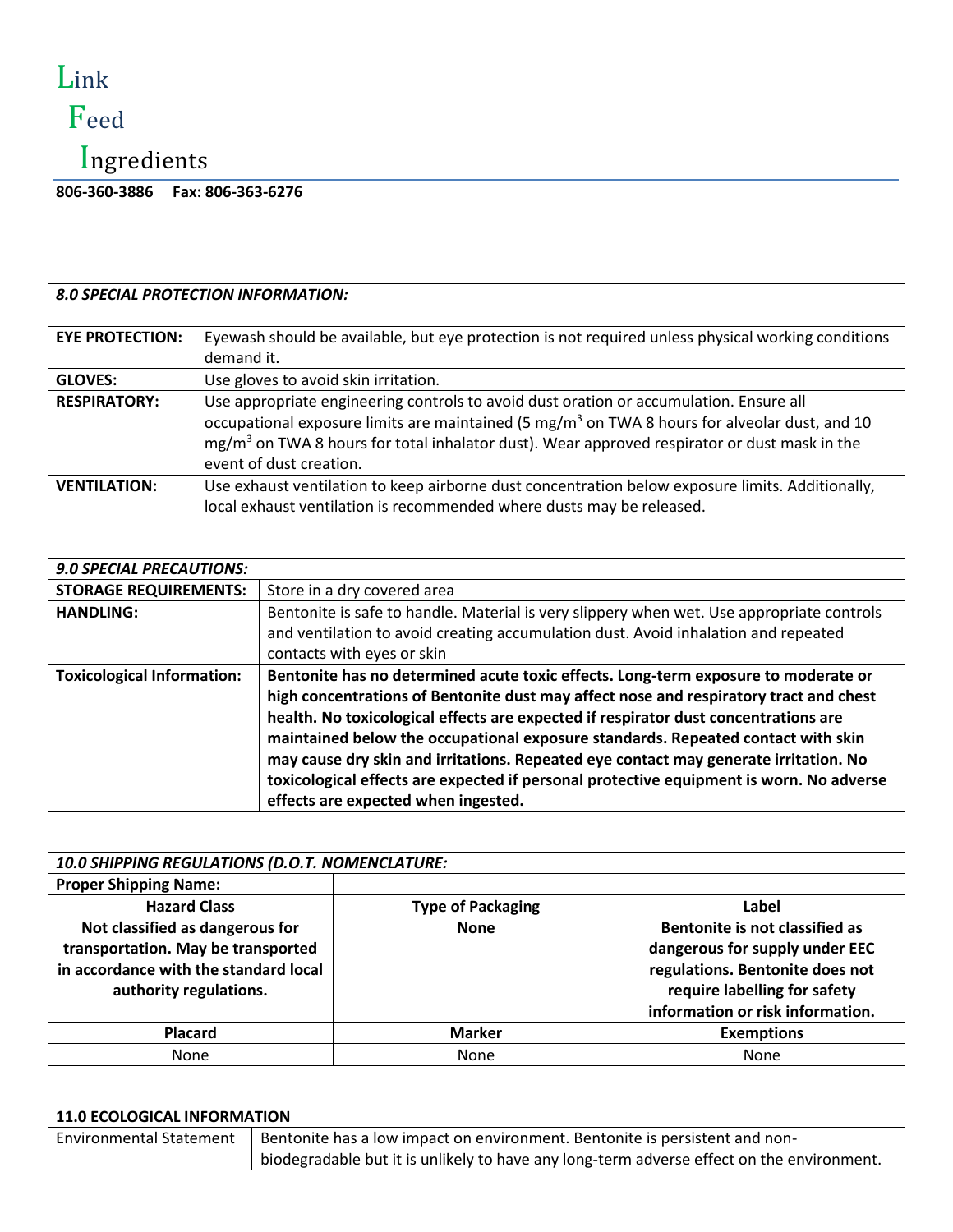Link
Feed
Ingredients

**806-360-3886 Fax: 806-363-6276**

| ***8.0 SPECIAL PROTECTION INFORMATION:*** | |
|---|---|
| **EYE PROTECTION:** | Eyewash should be available, but eye protection is not required unless physical working conditions demand it. |
| **GLOVES:** | Use gloves to avoid skin irritation. |
| **RESPIRATORY:** | Use appropriate engineering controls to avoid dust oration or accumulation. Ensure all occupational exposure limits are maintained (5 $mg/m^3$ on TWA 8 hours for alveolar dust, and 10 $mg/m^3$ on TWA 8 hours for total inhalator dust). Wear approved respirator or dust mask in the event of dust creation. |
| **VENTILATION:** | Use exhaust ventilation to keep airborne dust concentration below exposure limits. Additionally, local exhaust ventilation is recommended where dusts may be released. |

| ***9.0 SPECIAL PRECAUTIONS:*** | |
|---|---|
| **STORAGE REQUIREMENTS:** | Store in a dry covered area |
| **HANDLING:** | Bentonite is safe to handle. Material is very slippery when wet. Use appropriate controls and ventilation to avoid creating accumulation dust. Avoid inhalation and repeated contacts with eyes or skin |
| **Toxicological Information:** | **Bentonite has no determined acute toxic effects. Long-term exposure to moderate or high concentrations of Bentonite dust may affect nose and respiratory tract and chest health. No toxicological effects are expected if respirator dust concentrations are maintained below the occupational exposure standards. Repeated contact with skin may cause dry skin and irritations. Repeated eye contact may generate irritation. No toxicological effects are expected if personal protective equipment is worn. No adverse effects are expected when ingested.** |

| ***10.0 SHIPPING REGULATIONS (D.O.T. NOMENCLATURE:*** | | |
|---|---|---|
| **Proper Shipping Name:** | | |
| **Hazard Class** | **Type of Packaging** | **Label** |
| **Not classified as dangerous for transportation. May be transported in accordance with the standard local authority regulations.** | **None** | **Bentonite is not classified as dangerous for supply under EEC regulations. Bentonite does not require labelling for safety information or risk information.** |
| **Placard** | **Marker** | **Exemptions** |
| None | None | None |

| **11.0 ECOLOGICAL INFORMATION** | |
|---|---|
| Environmental Statement | Bentonite has a low impact on environment. Bentonite is persistent and non-biodegradable but it is unlikely to have any long-term adverse effect on the environment. |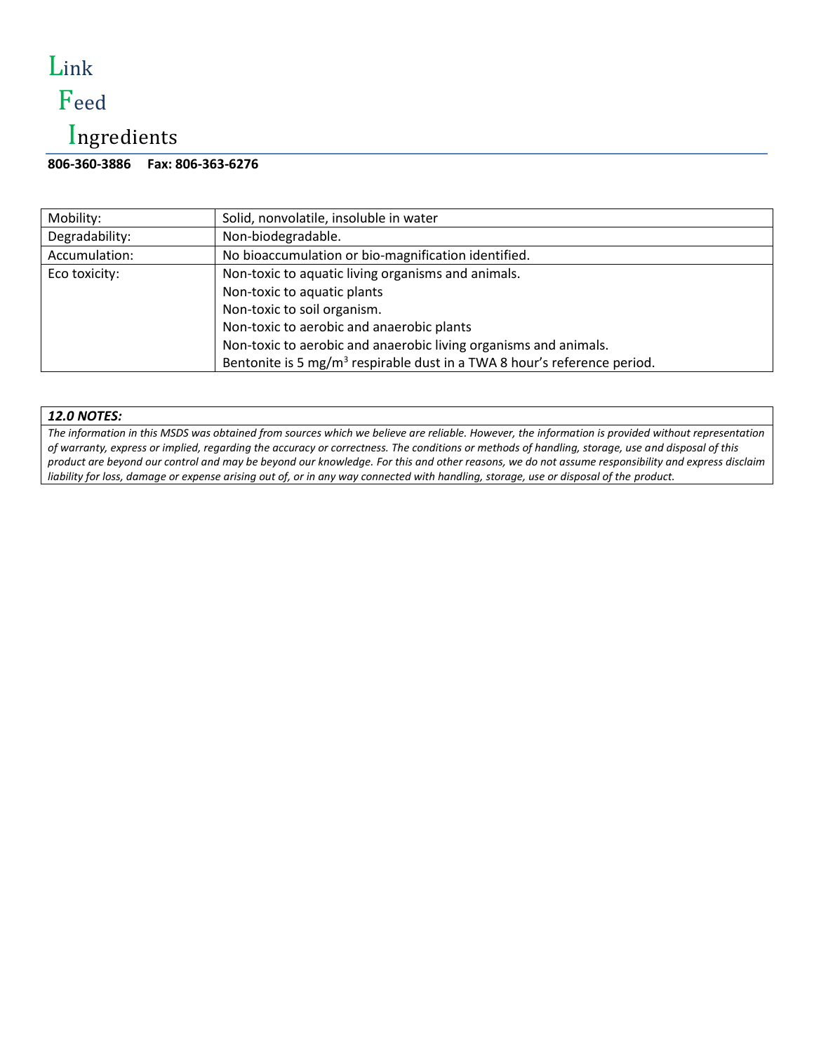Link
Feed
Ingredients

**806-360-3886 Fax: 806-363-6276**

| | |
|---|---|
| Mobility: | Solid, nonvolatile, insoluble in water |
| Degradability: | Non-biodegradable. |
| Accumulation: | No bioaccumulation or bio-magnification identified. |
| Eco toxicity: | Non-toxic to aquatic living organisms and animals.<br>Non-toxic to aquatic plants<br>Non-toxic to soil organism.<br>Non-toxic to aerobic and anaerobic plants<br>Non-toxic to aerobic and anaerobic living organisms and animals.<br>Bentonite is 5 $mg/m^3$ respirable dust in a TWA 8 hour's reference period. |

***12.0 NOTES:***

*The information in this MSDS was obtained from sources which we believe are reliable. However, the information is provided without representation of warranty, express or implied, regarding the accuracy or correctness. The conditions or methods of handling, storage, use and disposal of this product are beyond our control and may be beyond our knowledge. For this and other reasons, we do not assume responsibility and express disclaim liability for loss, damage or expense arising out of, or in any way connected with handling, storage, use or disposal of the product.*